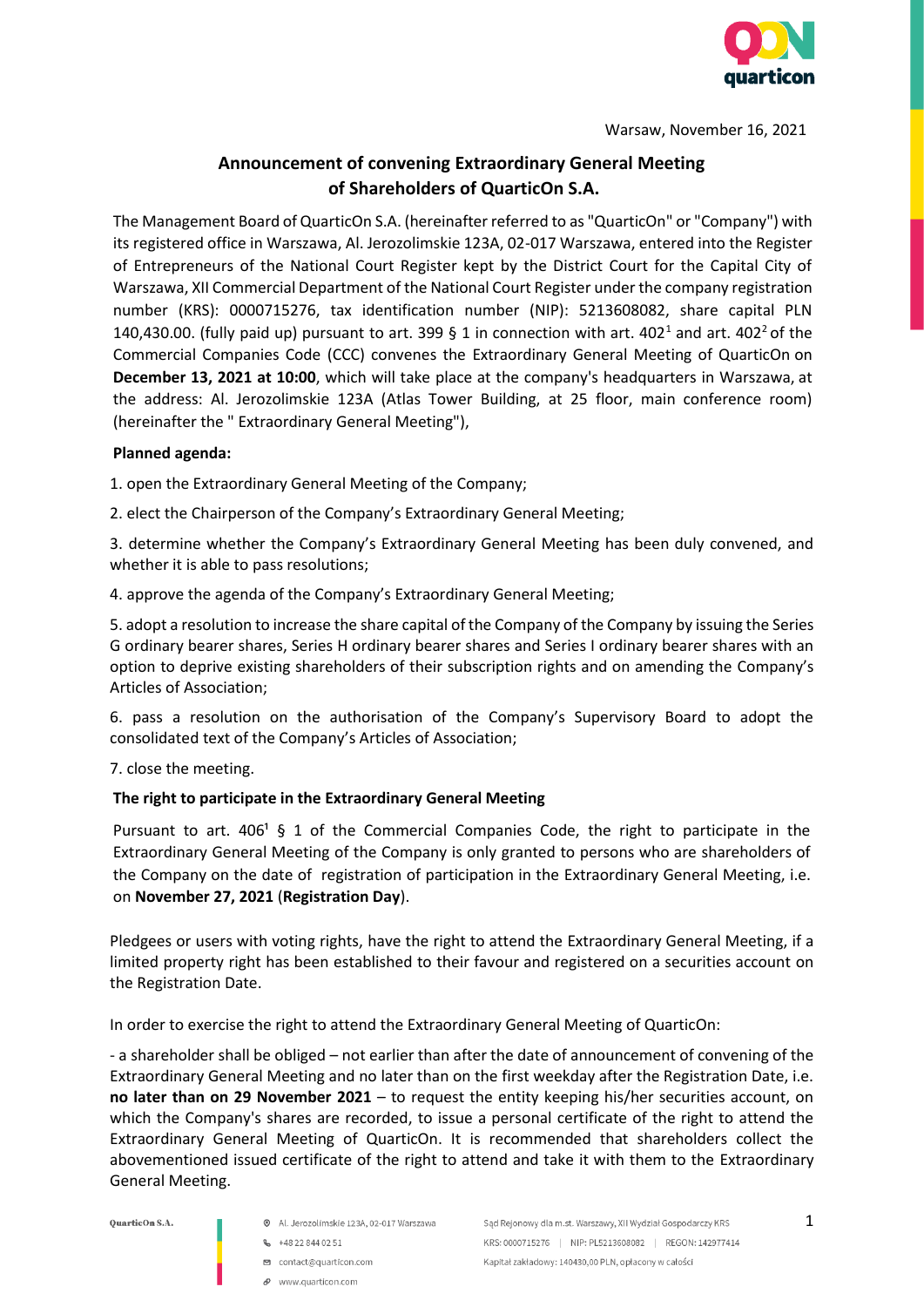Warsaw, November 16, 2021

# Announcement of convening Extraordinary General Meeting of Shareholders of QuarticOn S.A.

The Management Board of QuarticOn S.A. (hereinafter referred to as "QuarticOn" or "Company") with its registered office in Warszawa, Al. Jerozolimskie 123A, 02-017 Warszawa, entered into the Register of Entrepreneurs of the National Court Register kept by the District Court for the Capital City of Warszawa, XII Commercial Department of the National Court Register under the company registration number (KRS): 0000715276, tax identification number (NIP): 5213608082, share capital PLN 140,430.00. (fully paid up) pursuant to art. 399 § 1 in connection with art. 402[1] and art. 402[2] of the Commercial Companies Code (CCC) convenes the Extraordinary General Meeting of QuarticOn on **December 13, 2021 at 10:00**, which will take place at the company's headquarters in Warszawa, at the address: Al. Jerozolimskie 123A (Atlas Tower Building, at 25 floor, main conference room) (hereinafter the " Extraordinary General Meeting"),

**Planned agenda:**

1. open the Extraordinary General Meeting of the Company;
2. elect the Chairperson of the Company's Extraordinary General Meeting;
3. determine whether the Company's Extraordinary General Meeting has been duly convened, and whether it is able to pass resolutions;
4. approve the agenda of the Company's Extraordinary General Meeting;
5. adopt a resolution to increase the share capital of the Company of the Company by issuing the Series G ordinary bearer shares, Series H ordinary bearer shares and Series I ordinary bearer shares with an option to deprive existing shareholders of their subscription rights and on amending the Company's Articles of Association;
6. pass a resolution on the authorisation of the Company's Supervisory Board to adopt the consolidated text of the Company's Articles of Association;
7. close the meeting.

**The right to participate in the Extraordinary General Meeting**

Pursuant to art. 406[1] § 1 of the Commercial Companies Code, the right to participate in the Extraordinary General Meeting of the Company is only granted to persons who are shareholders of the Company on the date of registration of participation in the Extraordinary General Meeting, i.e. on **November 27, 2021** (**Registration Day**).

Pledgees or users with voting rights, have the right to attend the Extraordinary General Meeting, if a limited property right has been established to their favour and registered on a securities account on the Registration Date.

In order to exercise the right to attend the Extraordinary General Meeting of QuarticOn:

- a shareholder shall be obliged – not earlier than after the date of announcement of convening of the Extraordinary General Meeting and no later than on the first weekday after the Registration Date, i.e. **no later than on 29 November 2021** – to request the entity keeping his/her securities account, on which the Company's shares are recorded, to issue a personal certificate of the right to attend the Extraordinary General Meeting of QuarticOn. It is recommended that shareholders collect the abovementioned issued certificate of the right to attend and take it with them to the Extraordinary General Meeting.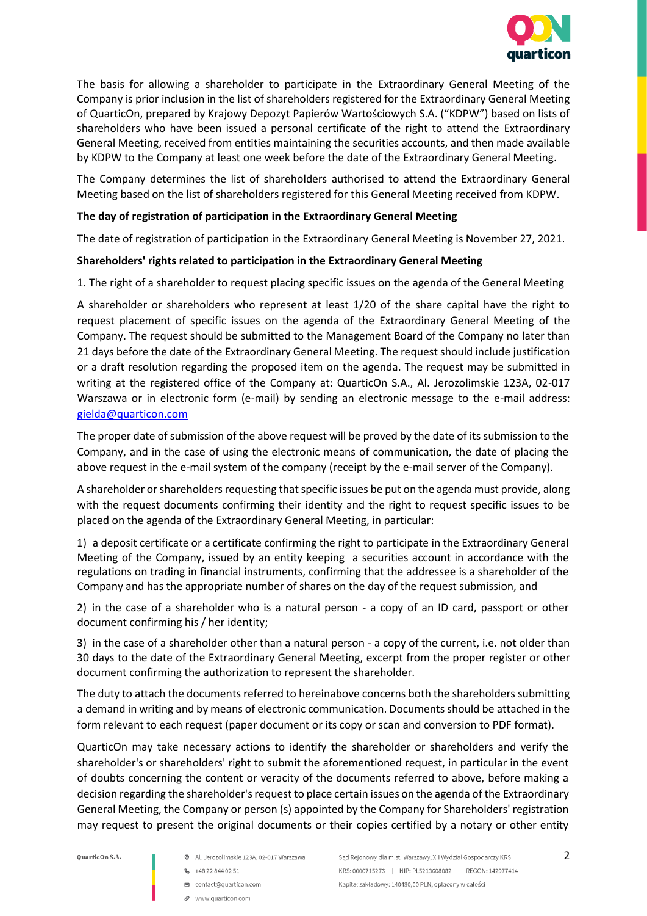The basis for allowing a shareholder to participate in the Extraordinary General Meeting of the Company is prior inclusion in the list of shareholders registered for the Extraordinary General Meeting of QuarticOn, prepared by Krajowy Depozyt Papierów Wartościowych S.A. ("KDPW") based on lists of shareholders who have been issued a personal certificate of the right to attend the Extraordinary General Meeting, received from entities maintaining the securities accounts, and then made available by KDPW to the Company at least one week before the date of the Extraordinary General Meeting.

The Company determines the list of shareholders authorised to attend the Extraordinary General Meeting based on the list of shareholders registered for this General Meeting received from KDPW.

**The day of registration of participation in the Extraordinary General Meeting**

The date of registration of participation in the Extraordinary General Meeting is November 27, 2021.

**Shareholders' rights related to participation in the Extraordinary General Meeting**

1. The right of a shareholder to request placing specific issues on the agenda of the General Meeting

A shareholder or shareholders who represent at least 1/20 of the share capital have the right to request placement of specific issues on the agenda of the Extraordinary General Meeting of the Company. The request should be submitted to the Management Board of the Company no later than 21 days before the date of the Extraordinary General Meeting. The request should include justification or a draft resolution regarding the proposed item on the agenda. The request may be submitted in writing at the registered office of the Company at: QuarticOn S.A., Al. Jerozolimskie 123A, 02-017 Warszawa or in electronic form (e-mail) by sending an electronic message to the e-mail address: gielda@quarticon.com

The proper date of submission of the above request will be proved by the date of its submission to the Company, and in the case of using the electronic means of communication, the date of placing the above request in the e-mail system of the company (receipt by the e-mail server of the Company).

A shareholder or shareholders requesting that specific issues be put on the agenda must provide, along with the request documents confirming their identity and the right to request specific issues to be placed on the agenda of the Extraordinary General Meeting, in particular:

1) a deposit certificate or a certificate confirming the right to participate in the Extraordinary General Meeting of the Company, issued by an entity keeping a securities account in accordance with the regulations on trading in financial instruments, confirming that the addressee is a shareholder of the Company and has the appropriate number of shares on the day of the request submission, and

2) in the case of a shareholder who is a natural person - a copy of an ID card, passport or other document confirming his / her identity;

3) in the case of a shareholder other than a natural person - a copy of the current, i.e. not older than 30 days to the date of the Extraordinary General Meeting, excerpt from the proper register or other document confirming the authorization to represent the shareholder.

The duty to attach the documents referred to hereinabove concerns both the shareholders submitting a demand in writing and by means of electronic communication. Documents should be attached in the form relevant to each request (paper document or its copy or scan and conversion to PDF format).

QuarticOn may take necessary actions to identify the shareholder or shareholders and verify the shareholder's or shareholders' right to submit the aforementioned request, in particular in the event of doubts concerning the content or veracity of the documents referred to above, before making a decision regarding the shareholder's request to place certain issues on the agenda of the Extraordinary General Meeting, the Company or person (s) appointed by the Company for Shareholders' registration may request to present the original documents or their copies certified by a notary or other entity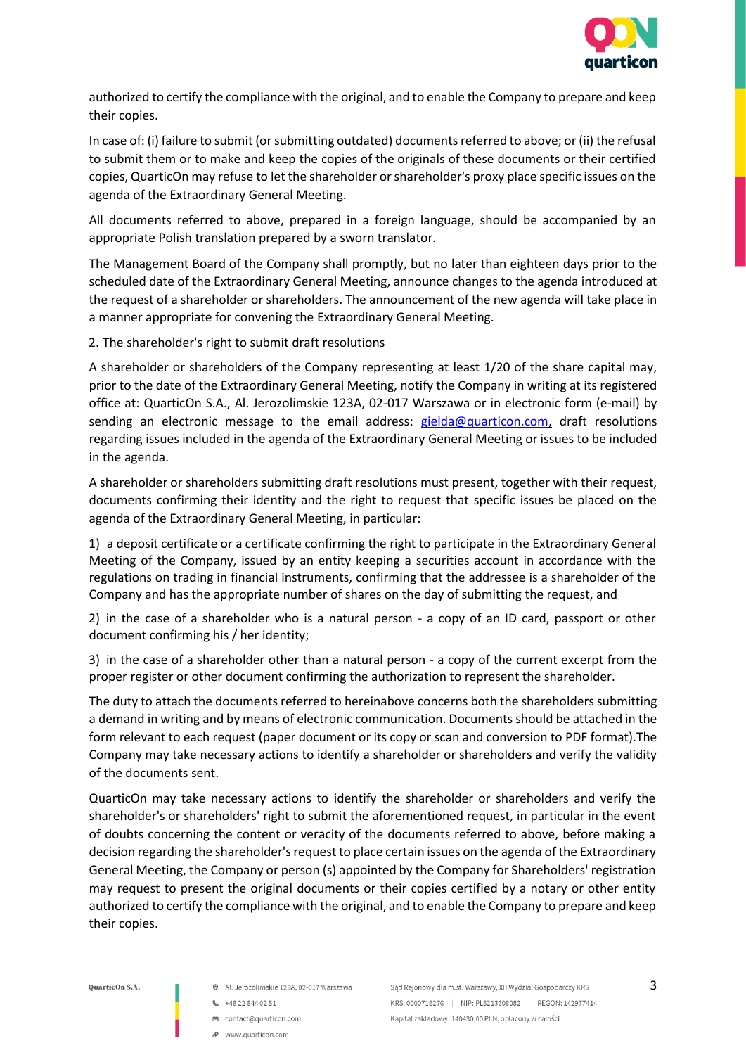authorized to certify the compliance with the original, and to enable the Company to prepare and keep their copies.

In case of: (i) failure to submit (or submitting outdated) documents referred to above; or (ii) the refusal to submit them or to make and keep the copies of the originals of these documents or their certified copies, QuarticOn may refuse to let the shareholder or shareholder's proxy place specific issues on the agenda of the Extraordinary General Meeting.

All documents referred to above, prepared in a foreign language, should be accompanied by an appropriate Polish translation prepared by a sworn translator.

The Management Board of the Company shall promptly, but no later than eighteen days prior to the scheduled date of the Extraordinary General Meeting, announce changes to the agenda introduced at the request of a shareholder or shareholders. The announcement of the new agenda will take place in a manner appropriate for convening the Extraordinary General Meeting.

2. The shareholder's right to submit draft resolutions

A shareholder or shareholders of the Company representing at least 1/20 of the share capital may, prior to the date of the Extraordinary General Meeting, notify the Company in writing at its registered office at: QuarticOn S.A., Al. Jerozolimskie 123A, 02-017 Warszawa or in electronic form (e-mail) by sending an electronic message to the email address: gielda@quarticon.com, draft resolutions regarding issues included in the agenda of the Extraordinary General Meeting or issues to be included in the agenda.

A shareholder or shareholders submitting draft resolutions must present, together with their request, documents confirming their identity and the right to request that specific issues be placed on the agenda of the Extraordinary General Meeting, in particular:

1) a deposit certificate or a certificate confirming the right to participate in the Extraordinary General Meeting of the Company, issued by an entity keeping a securities account in accordance with the regulations on trading in financial instruments, confirming that the addressee is a shareholder of the Company and has the appropriate number of shares on the day of submitting the request, and

2) in the case of a shareholder who is a natural person - a copy of an ID card, passport or other document confirming his / her identity;

3) in the case of a shareholder other than a natural person - a copy of the current excerpt from the proper register or other document confirming the authorization to represent the shareholder.

The duty to attach the documents referred to hereinabove concerns both the shareholders submitting a demand in writing and by means of electronic communication. Documents should be attached in the form relevant to each request (paper document or its copy or scan and conversion to PDF format).The Company may take necessary actions to identify a shareholder or shareholders and verify the validity of the documents sent.

QuarticOn may take necessary actions to identify the shareholder or shareholders and verify the shareholder's or shareholders' right to submit the aforementioned request, in particular in the event of doubts concerning the content or veracity of the documents referred to above, before making a decision regarding the shareholder's request to place certain issues on the agenda of the Extraordinary General Meeting, the Company or person (s) appointed by the Company for Shareholders' registration may request to present the original documents or their copies certified by a notary or other entity authorized to certify the compliance with the original, and to enable the Company to prepare and keep their copies.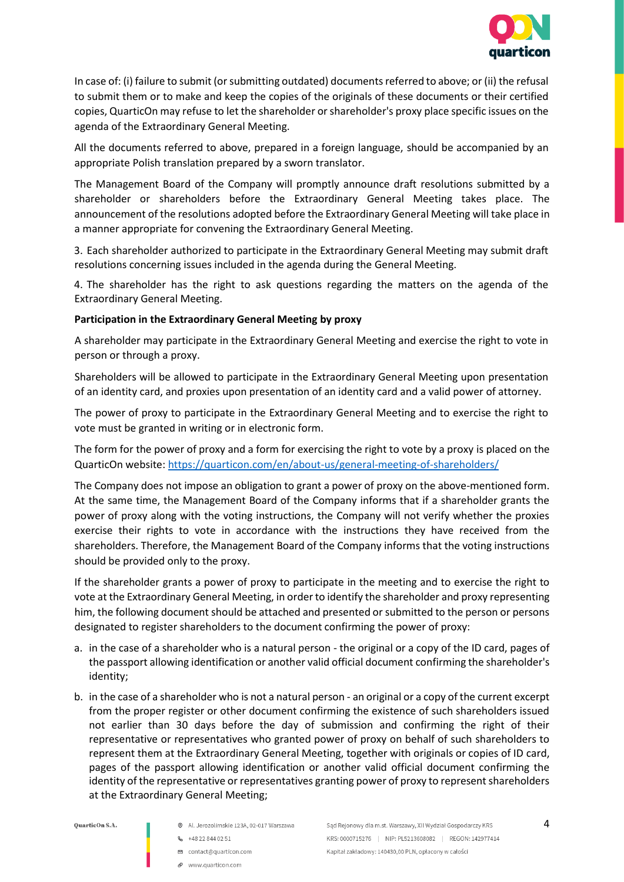In case of: (i) failure to submit (or submitting outdated) documents referred to above; or (ii) the refusal to submit them or to make and keep the copies of the originals of these documents or their certified copies, QuarticOn may refuse to let the shareholder or shareholder's proxy place specific issues on the agenda of the Extraordinary General Meeting.

All the documents referred to above, prepared in a foreign language, should be accompanied by an appropriate Polish translation prepared by a sworn translator.

The Management Board of the Company will promptly announce draft resolutions submitted by a shareholder or shareholders before the Extraordinary General Meeting takes place. The announcement of the resolutions adopted before the Extraordinary General Meeting will take place in a manner appropriate for convening the Extraordinary General Meeting.

3. Each shareholder authorized to participate in the Extraordinary General Meeting may submit draft resolutions concerning issues included in the agenda during the General Meeting.

4. The shareholder has the right to ask questions regarding the matters on the agenda of the Extraordinary General Meeting.

**Participation in the Extraordinary General Meeting by proxy**

A shareholder may participate in the Extraordinary General Meeting and exercise the right to vote in person or through a proxy.

Shareholders will be allowed to participate in the Extraordinary General Meeting upon presentation of an identity card, and proxies upon presentation of an identity card and a valid power of attorney.

The power of proxy to participate in the Extraordinary General Meeting and to exercise the right to vote must be granted in writing or in electronic form.

The form for the power of proxy and a form for exercising the right to vote by a proxy is placed on the QuarticOn website: https://quarticon.com/en/about-us/general-meeting-of-shareholders/

The Company does not impose an obligation to grant a power of proxy on the above-mentioned form. At the same time, the Management Board of the Company informs that if a shareholder grants the power of proxy along with the voting instructions, the Company will not verify whether the proxies exercise their rights to vote in accordance with the instructions they have received from the shareholders. Therefore, the Management Board of the Company informs that the voting instructions should be provided only to the proxy.

If the shareholder grants a power of proxy to participate in the meeting and to exercise the right to vote at the Extraordinary General Meeting, in order to identify the shareholder and proxy representing him, the following document should be attached and presented or submitted to the person or persons designated to register shareholders to the document confirming the power of proxy:

a. in the case of a shareholder who is a natural person - the original or a copy of the ID card, pages of the passport allowing identification or another valid official document confirming the shareholder's identity;
b. in the case of a shareholder who is not a natural person - an original or a copy of the current excerpt from the proper register or other document confirming the existence of such shareholders issued not earlier than 30 days before the day of submission and confirming the right of their representative or representatives who granted power of proxy on behalf of such shareholders to represent them at the Extraordinary General Meeting, together with originals or copies of ID card, pages of the passport allowing identification or another valid official document confirming the identity of the representative or representatives granting power of proxy to represent shareholders at the Extraordinary General Meeting;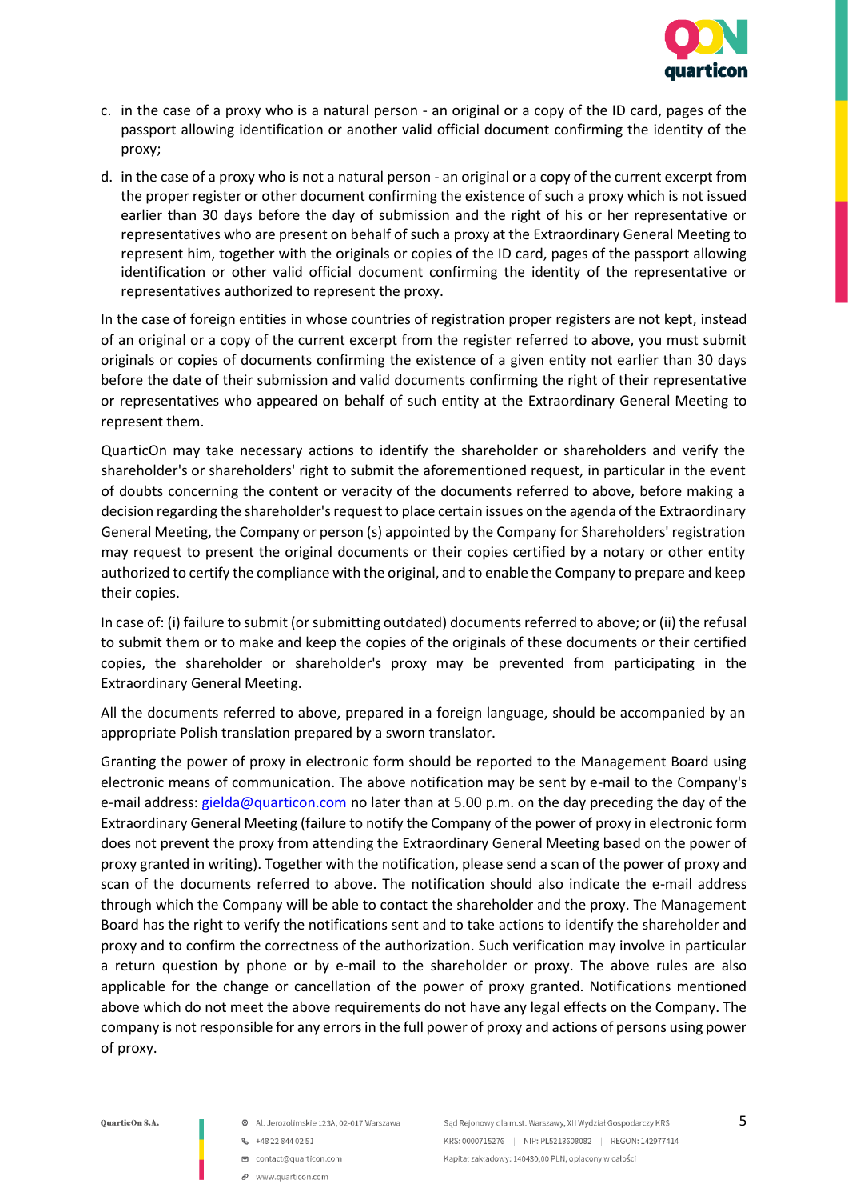c. in the case of a proxy who is a natural person - an original or a copy of the ID card, pages of the passport allowing identification or another valid official document confirming the identity of the proxy;

d. in the case of a proxy who is not a natural person - an original or a copy of the current excerpt from the proper register or other document confirming the existence of such a proxy which is not issued earlier than 30 days before the day of submission and the right of his or her representative or representatives who are present on behalf of such a proxy at the Extraordinary General Meeting to represent him, together with the originals or copies of the ID card, pages of the passport allowing identification or other valid official document confirming the identity of the representative or representatives authorized to represent the proxy.

In the case of foreign entities in whose countries of registration proper registers are not kept, instead of an original or a copy of the current excerpt from the register referred to above, you must submit originals or copies of documents confirming the existence of a given entity not earlier than 30 days before the date of their submission and valid documents confirming the right of their representative or representatives who appeared on behalf of such entity at the Extraordinary General Meeting to represent them.

QuarticOn may take necessary actions to identify the shareholder or shareholders and verify the shareholder's or shareholders' right to submit the aforementioned request, in particular in the event of doubts concerning the content or veracity of the documents referred to above, before making a decision regarding the shareholder's request to place certain issues on the agenda of the Extraordinary General Meeting, the Company or person (s) appointed by the Company for Shareholders' registration may request to present the original documents or their copies certified by a notary or other entity authorized to certify the compliance with the original, and to enable the Company to prepare and keep their copies.

In case of: (i) failure to submit (or submitting outdated) documents referred to above; or (ii) the refusal to submit them or to make and keep the copies of the originals of these documents or their certified copies, the shareholder or shareholder's proxy may be prevented from participating in the Extraordinary General Meeting.

All the documents referred to above, prepared in a foreign language, should be accompanied by an appropriate Polish translation prepared by a sworn translator.

Granting the power of proxy in electronic form should be reported to the Management Board using electronic means of communication. The above notification may be sent by e-mail to the Company's e-mail address: gielda@quarticon.com no later than at 5.00 p.m. on the day preceding the day of the Extraordinary General Meeting (failure to notify the Company of the power of proxy in electronic form does not prevent the proxy from attending the Extraordinary General Meeting based on the power of proxy granted in writing). Together with the notification, please send a scan of the power of proxy and scan of the documents referred to above. The notification should also indicate the e-mail address through which the Company will be able to contact the shareholder and the proxy. The Management Board has the right to verify the notifications sent and to take actions to identify the shareholder and proxy and to confirm the correctness of the authorization. Such verification may involve in particular a return question by phone or by e-mail to the shareholder or proxy. The above rules are also applicable for the change or cancellation of the power of proxy granted. Notifications mentioned above which do not meet the above requirements do not have any legal effects on the Company. The company is not responsible for any errors in the full power of proxy and actions of persons using power of proxy.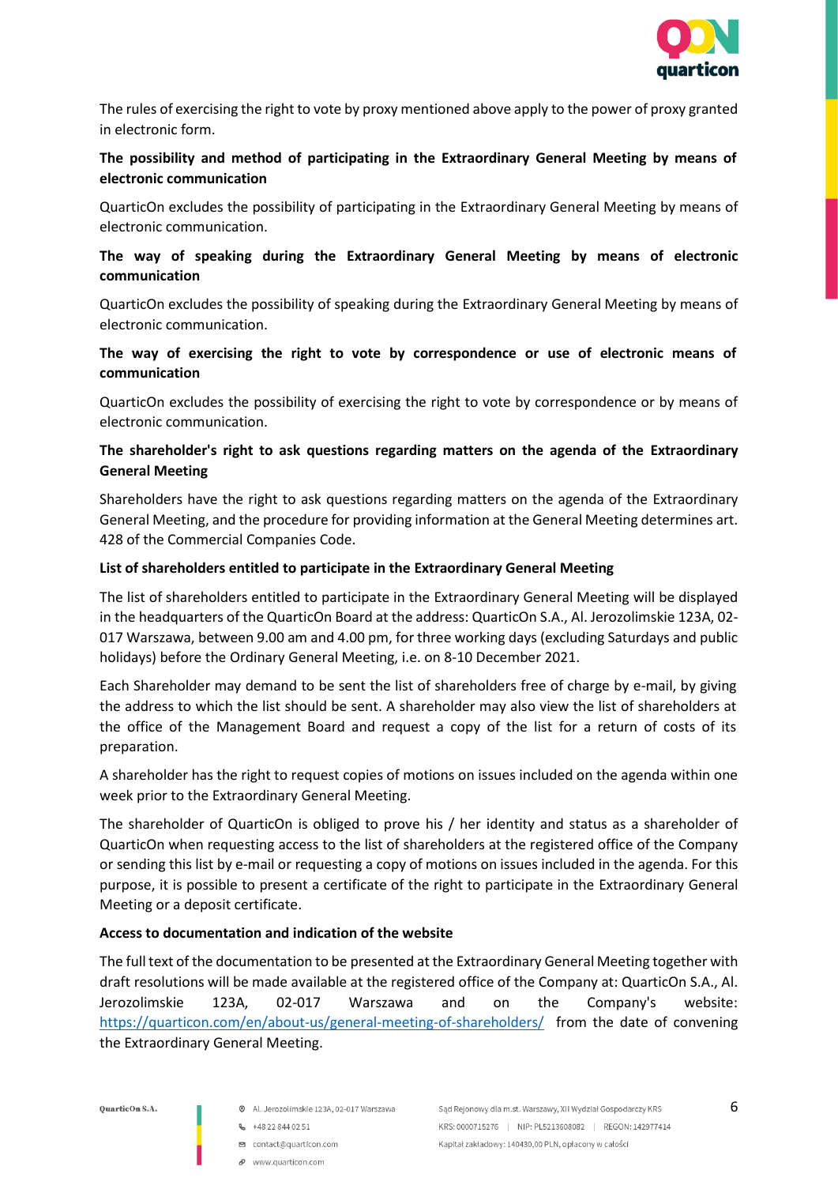The rules of exercising the right to vote by proxy mentioned above apply to the power of proxy granted in electronic form.

**The possibility and method of participating in the Extraordinary General Meeting by means of electronic communication**

QuarticOn excludes the possibility of participating in the Extraordinary General Meeting by means of electronic communication.

**The way of speaking during the Extraordinary General Meeting by means of electronic communication**

QuarticOn excludes the possibility of speaking during the Extraordinary General Meeting by means of electronic communication.

**The way of exercising the right to vote by correspondence or use of electronic means of communication**

QuarticOn excludes the possibility of exercising the right to vote by correspondence or by means of electronic communication.

**The shareholder's right to ask questions regarding matters on the agenda of the Extraordinary General Meeting**

Shareholders have the right to ask questions regarding matters on the agenda of the Extraordinary General Meeting, and the procedure for providing information at the General Meeting determines art. 428 of the Commercial Companies Code.

**List of shareholders entitled to participate in the Extraordinary General Meeting**

The list of shareholders entitled to participate in the Extraordinary General Meeting will be displayed in the headquarters of the QuarticOn Board at the address: QuarticOn S.A., Al. Jerozolimskie 123A, 02-017 Warszawa, between 9.00 am and 4.00 pm, for three working days (excluding Saturdays and public holidays) before the Ordinary General Meeting, i.e. on 8-10 December 2021.

Each Shareholder may demand to be sent the list of shareholders free of charge by e-mail, by giving the address to which the list should be sent. A shareholder may also view the list of shareholders at the office of the Management Board and request a copy of the list for a return of costs of its preparation.

A shareholder has the right to request copies of motions on issues included on the agenda within one week prior to the Extraordinary General Meeting.

The shareholder of QuarticOn is obliged to prove his / her identity and status as a shareholder of QuarticOn when requesting access to the list of shareholders at the registered office of the Company or sending this list by e-mail or requesting a copy of motions on issues included in the agenda. For this purpose, it is possible to present a certificate of the right to participate in the Extraordinary General Meeting or a deposit certificate.

**Access to documentation and indication of the website**

The full text of the documentation to be presented at the Extraordinary General Meeting together with draft resolutions will be made available at the registered office of the Company at: QuarticOn S.A., Al. Jerozolimskie 123A, 02-017 Warszawa and on the Company's website: https://quarticon.com/en/about-us/general-meeting-of-shareholders/ from the date of convening the Extraordinary General Meeting.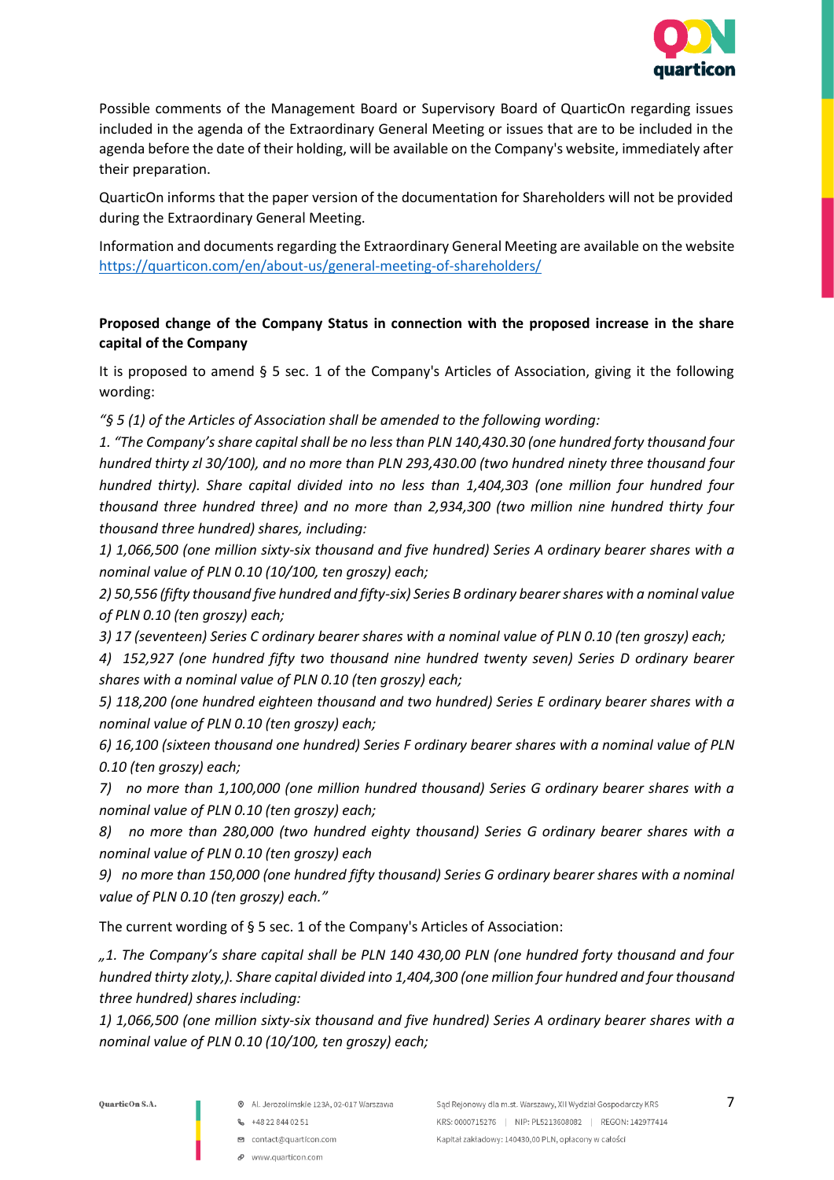Possible comments of the Management Board or Supervisory Board of QuarticOn regarding issues included in the agenda of the Extraordinary General Meeting or issues that are to be included in the agenda before the date of their holding, will be available on the Company's website, immediately after their preparation.

QuarticOn informs that the paper version of the documentation for Shareholders will not be provided during the Extraordinary General Meeting.

Information and documents regarding the Extraordinary General Meeting are available on the website https://quarticon.com/en/about-us/general-meeting-of-shareholders/

**Proposed change of the Company Status in connection with the proposed increase in the share capital of the Company**

It is proposed to amend § 5 sec. 1 of the Company's Articles of Association, giving it the following wording:

*"§ 5 (1) of the Articles of Association shall be amended to the following wording:*

*1. "The Company's share capital shall be no less than PLN 140,430.30 (one hundred forty thousand four hundred thirty zl 30/100), and no more than PLN 293,430.00 (two hundred ninety three thousand four hundred thirty). Share capital divided into no less than 1,404,303 (one million four hundred four thousand three hundred three) and no more than 2,934,300 (two million nine hundred thirty four thousand three hundred) shares, including:*

*1) 1,066,500 (one million sixty-six thousand and five hundred) Series A ordinary bearer shares with a nominal value of PLN 0.10 (10/100, ten groszy) each;*

*2) 50,556 (fifty thousand five hundred and fifty-six) Series B ordinary bearer shares with a nominal value of PLN 0.10 (ten groszy) each;*

*3) 17 (seventeen) Series C ordinary bearer shares with a nominal value of PLN 0.10 (ten groszy) each;*

*4) 152,927 (one hundred fifty two thousand nine hundred twenty seven) Series D ordinary bearer shares with a nominal value of PLN 0.10 (ten groszy) each;*

*5) 118,200 (one hundred eighteen thousand and two hundred) Series E ordinary bearer shares with a nominal value of PLN 0.10 (ten groszy) each;*

*6) 16,100 (sixteen thousand one hundred) Series F ordinary bearer shares with a nominal value of PLN 0.10 (ten groszy) each;*

*7) no more than 1,100,000 (one million hundred thousand) Series G ordinary bearer shares with a nominal value of PLN 0.10 (ten groszy) each;*

*8) no more than 280,000 (two hundred eighty thousand) Series G ordinary bearer shares with a nominal value of PLN 0.10 (ten groszy) each*

*9) no more than 150,000 (one hundred fifty thousand) Series G ordinary bearer shares with a nominal value of PLN 0.10 (ten groszy) each."*

The current wording of § 5 sec. 1 of the Company's Articles of Association:

*„1. The Company's share capital shall be PLN 140 430,00 PLN (one hundred forty thousand and four hundred thirty zloty,). Share capital divided into 1,404,300 (one million four hundred and four thousand three hundred) shares including:*

*1) 1,066,500 (one million sixty-six thousand and five hundred) Series A ordinary bearer shares with a nominal value of PLN 0.10 (10/100, ten groszy) each;*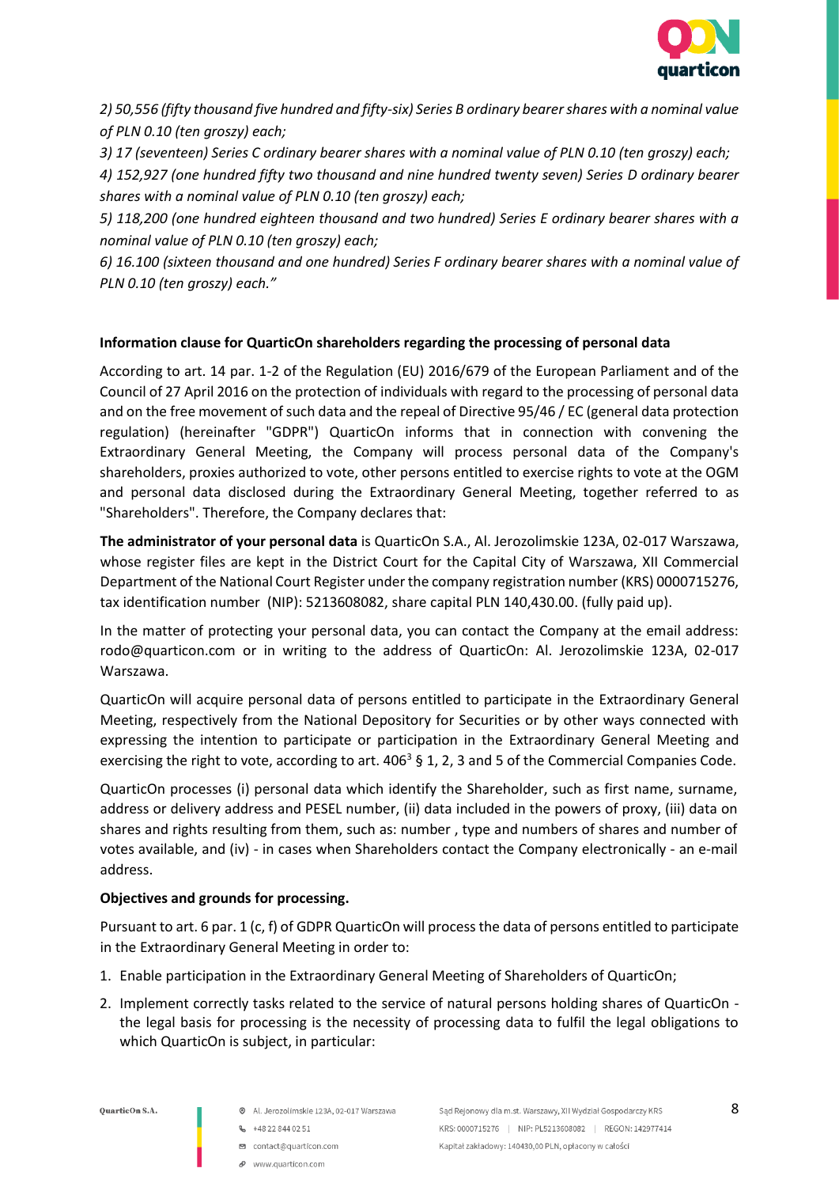*2) 50,556 (fifty thousand five hundred and fifty-six) Series B ordinary bearer shares with a nominal value of PLN 0.10 (ten groszy) each;*

*3) 17 (seventeen) Series C ordinary bearer shares with a nominal value of PLN 0.10 (ten groszy) each;*

*4) 152,927 (one hundred fifty two thousand and nine hundred twenty seven) Series D ordinary bearer shares with a nominal value of PLN 0.10 (ten groszy) each;*

*5) 118,200 (one hundred eighteen thousand and two hundred) Series E ordinary bearer shares with a nominal value of PLN 0.10 (ten groszy) each;*

*6) 16.100 (sixteen thousand and one hundred) Series F ordinary bearer shares with a nominal value of PLN 0.10 (ten groszy) each."*

**Information clause for QuarticOn shareholders regarding the processing of personal data**

According to art. 14 par. 1-2 of the Regulation (EU) 2016/679 of the European Parliament and of the Council of 27 April 2016 on the protection of individuals with regard to the processing of personal data and on the free movement of such data and the repeal of Directive 95/46 / EC (general data protection regulation) (hereinafter "GDPR") QuarticOn informs that in connection with convening the Extraordinary General Meeting, the Company will process personal data of the Company's shareholders, proxies authorized to vote, other persons entitled to exercise rights to vote at the OGM and personal data disclosed during the Extraordinary General Meeting, together referred to as "Shareholders". Therefore, the Company declares that:

**The administrator of your personal data** is QuarticOn S.A., Al. Jerozolimskie 123A, 02-017 Warszawa, whose register files are kept in the District Court for the Capital City of Warszawa, XII Commercial Department of the National Court Register under the company registration number (KRS) 0000715276, tax identification number (NIP): 5213608082, share capital PLN 140,430.00. (fully paid up).

In the matter of protecting your personal data, you can contact the Company at the email address: rodo@quarticon.com or in writing to the address of QuarticOn: Al. Jerozolimskie 123A, 02-017 Warszawa.

QuarticOn will acquire personal data of persons entitled to participate in the Extraordinary General Meeting, respectively from the National Depository for Securities or by other ways connected with expressing the intention to participate or participation in the Extraordinary General Meeting and exercising the right to vote, according to art. 406[3] § 1, 2, 3 and 5 of the Commercial Companies Code.

QuarticOn processes (i) personal data which identify the Shareholder, such as first name, surname, address or delivery address and PESEL number, (ii) data included in the powers of proxy, (iii) data on shares and rights resulting from them, such as: number , type and numbers of shares and number of votes available, and (iv) - in cases when Shareholders contact the Company electronically - an e-mail address.

**Objectives and grounds for processing.**

Pursuant to art. 6 par. 1 (c, f) of GDPR QuarticOn will process the data of persons entitled to participate in the Extraordinary General Meeting in order to:

1. Enable participation in the Extraordinary General Meeting of Shareholders of QuarticOn;
2. Implement correctly tasks related to the service of natural persons holding shares of QuarticOn - the legal basis for processing is the necessity of processing data to fulfil the legal obligations to which QuarticOn is subject, in particular: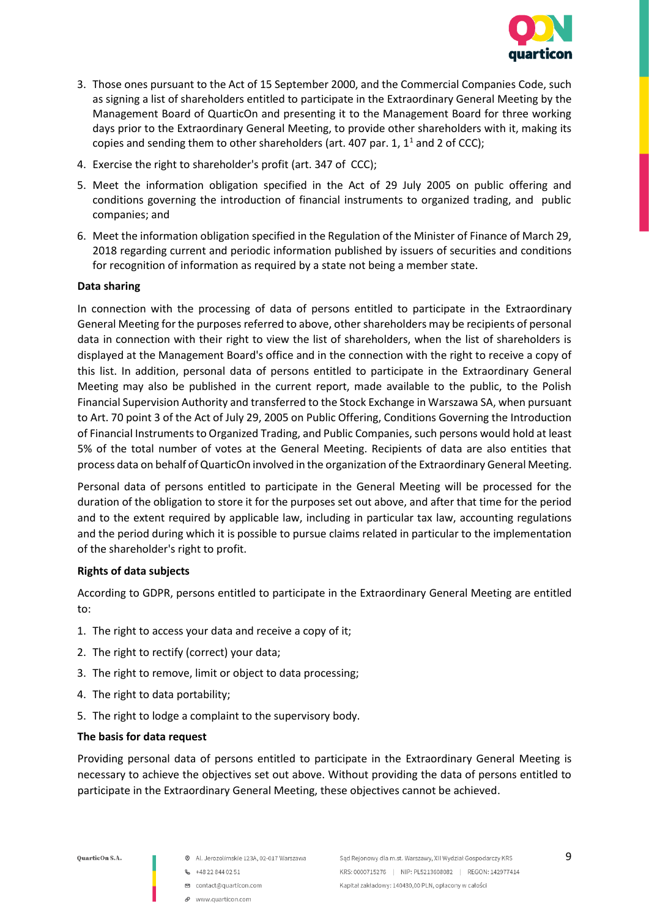3. Those ones pursuant to the Act of 15 September 2000, and the Commercial Companies Code, such as signing a list of shareholders entitled to participate in the Extraordinary General Meeting by the Management Board of QuarticOn and presenting it to the Management Board for three working days prior to the Extraordinary General Meeting, to provide other shareholders with it, making its copies and sending them to other shareholders (art. 407 par. 1, $1^1$ and 2 of CCC);
4. Exercise the right to shareholder's profit (art. 347 of CCC);
5. Meet the information obligation specified in the Act of 29 July 2005 on public offering and conditions governing the introduction of financial instruments to organized trading, and public companies; and
6. Meet the information obligation specified in the Regulation of the Minister of Finance of March 29, 2018 regarding current and periodic information published by issuers of securities and conditions for recognition of information as required by a state not being a member state.

**Data sharing**

In connection with the processing of data of persons entitled to participate in the Extraordinary General Meeting for the purposes referred to above, other shareholders may be recipients of personal data in connection with their right to view the list of shareholders, when the list of shareholders is displayed at the Management Board's office and in the connection with the right to receive a copy of this list. In addition, personal data of persons entitled to participate in the Extraordinary General Meeting may also be published in the current report, made available to the public, to the Polish Financial Supervision Authority and transferred to the Stock Exchange in Warszawa SA, when pursuant to Art. 70 point 3 of the Act of July 29, 2005 on Public Offering, Conditions Governing the Introduction of Financial Instruments to Organized Trading, and Public Companies, such persons would hold at least 5% of the total number of votes at the General Meeting. Recipients of data are also entities that process data on behalf of QuarticOn involved in the organization of the Extraordinary General Meeting.

Personal data of persons entitled to participate in the General Meeting will be processed for the duration of the obligation to store it for the purposes set out above, and after that time for the period and to the extent required by applicable law, including in particular tax law, accounting regulations and the period during which it is possible to pursue claims related in particular to the implementation of the shareholder's right to profit.

**Rights of data subjects**

According to GDPR, persons entitled to participate in the Extraordinary General Meeting are entitled to:

1. The right to access your data and receive a copy of it;
2. The right to rectify (correct) your data;
3. The right to remove, limit or object to data processing;
4. The right to data portability;
5. The right to lodge a complaint to the supervisory body.

**The basis for data request**

Providing personal data of persons entitled to participate in the Extraordinary General Meeting is necessary to achieve the objectives set out above. Without providing the data of persons entitled to participate in the Extraordinary General Meeting, these objectives cannot be achieved.